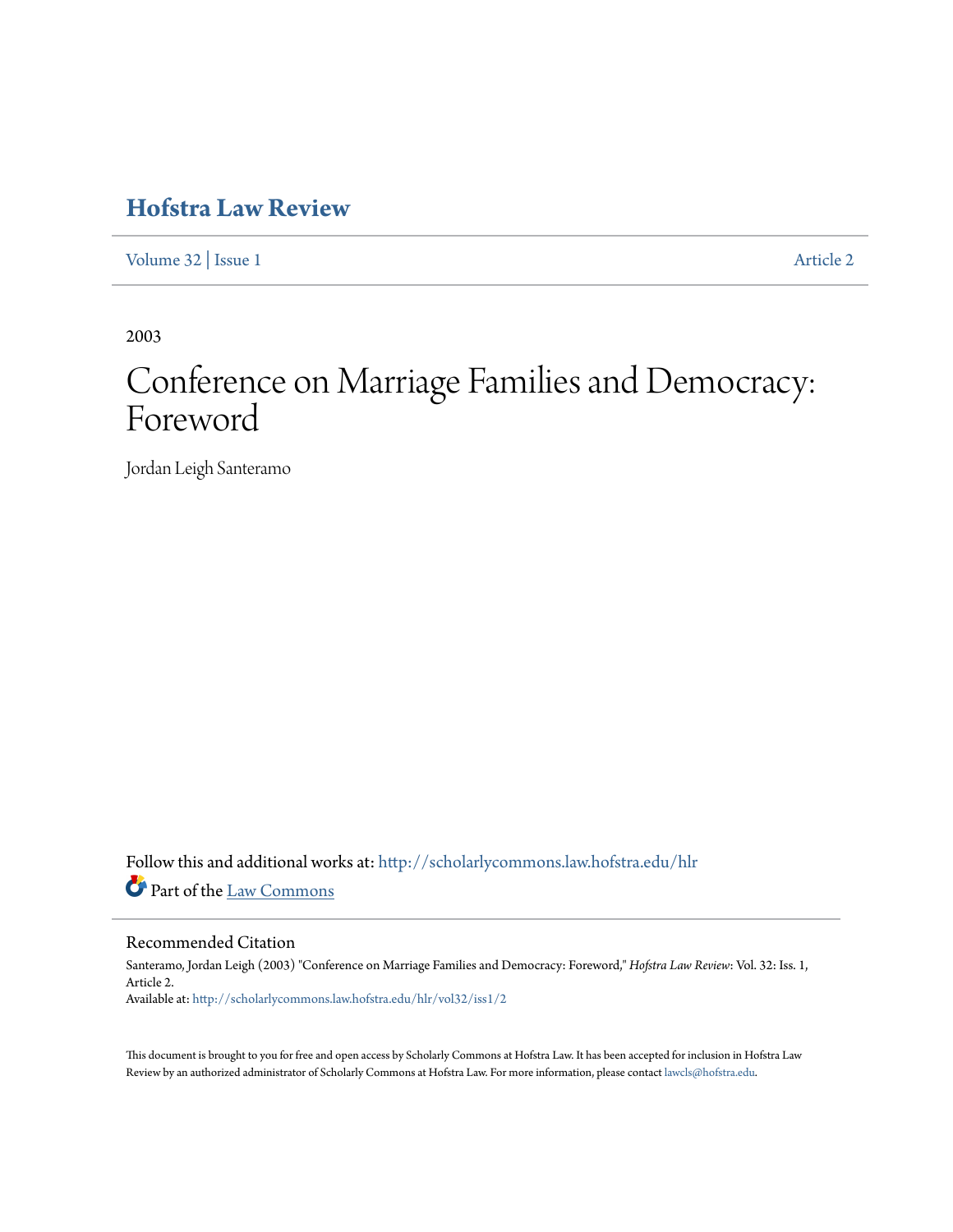# Hofstra Law Review

Volume 32 | Issue 1 Article 2

2003

# Conference on Marriage Families and Democracy: Foreword

Jordan Leigh Santeramo

Follow this and additional works at: http://scholarlycommons.law.hofstra.edu/hlr

Part of the Law Commons

## Recommended Citation

Santeramo, Jordan Leigh (2003) "Conference on Marriage Families and Democracy: Foreword," *Hofstra Law Review*: Vol. 32: Iss. 1, Article 2.

Available at: http://scholarlycommons.law.hofstra.edu/hlr/vol32/iss1/2

This document is brought to you for free and open access by Scholarly Commons at Hofstra Law. It has been accepted for inclusion in Hofstra Law Review by an authorized administrator of Scholarly Commons at Hofstra Law. For more information, please contact lawcls@hofstra.edu.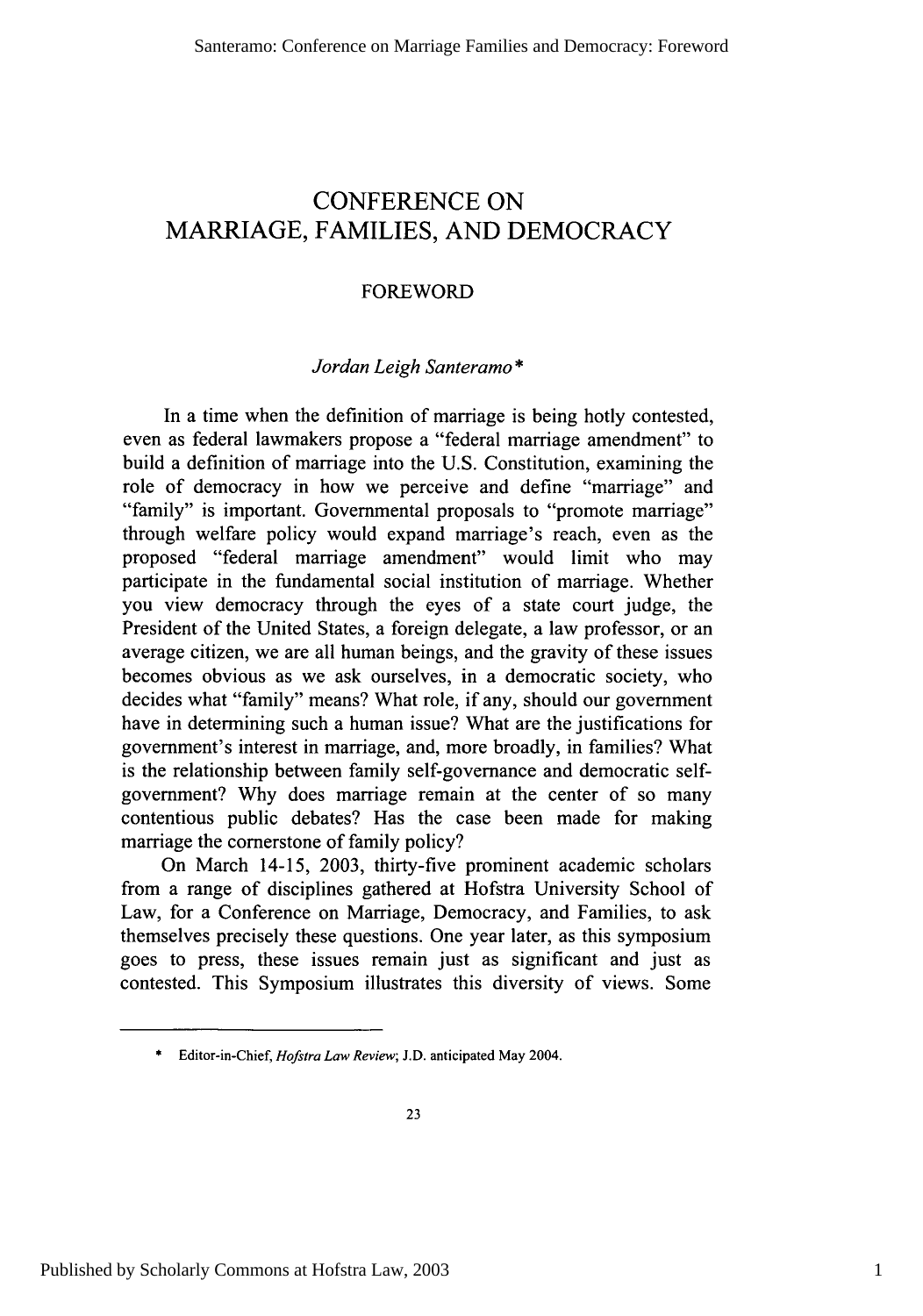# CONFERENCE ON MARRIAGE, FAMILIES, AND DEMOCRACY

## FOREWORD

*Jordan Leigh Santeramo\**

In a time when the definition of marriage is being hotly contested, even as federal lawmakers propose a "federal marriage amendment" to build a definition of marriage into the U.S. Constitution, examining the role of democracy in how we perceive and define "marriage" and "family" is important. Governmental proposals to "promote marriage" through welfare policy would expand marriage's reach, even as the proposed "federal marriage amendment" would limit who may participate in the fundamental social institution of marriage. Whether you view democracy through the eyes of a state court judge, the President of the United States, a foreign delegate, a law professor, or an average citizen, we are all human beings, and the gravity of these issues becomes obvious as we ask ourselves, in a democratic society, who decides what "family" means? What role, if any, should our government have in determining such a human issue? What are the justifications for government's interest in marriage, and, more broadly, in families? What is the relationship between family self-governance and democratic self-government? Why does marriage remain at the center of so many contentious public debates? Has the case been made for making marriage the cornerstone of family policy?

On March 14-15, 2003, thirty-five prominent academic scholars from a range of disciplines gathered at Hofstra University School of Law, for a Conference on Marriage, Democracy, and Families, to ask themselves precisely these questions. One year later, as this symposium goes to press, these issues remain just as significant and just as contested. This Symposium illustrates this diversity of views. Some

---

\* Editor-in-Chief, *Hofstra Law Review*; J.D. anticipated May 2004.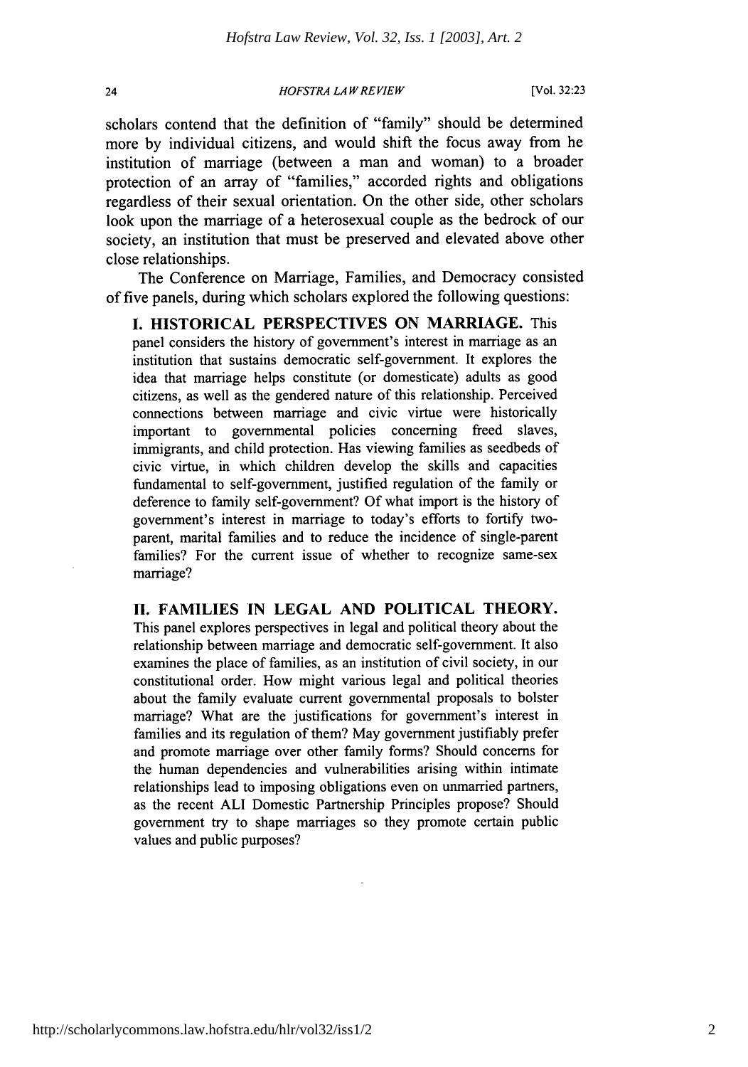scholars contend that the definition of "family" should be determined more by individual citizens, and would shift the focus away from he institution of marriage (between a man and woman) to a broader protection of an array of "families," accorded rights and obligations regardless of their sexual orientation. On the other side, other scholars look upon the marriage of a heterosexual couple as the bedrock of our society, an institution that must be preserved and elevated above other close relationships.

The Conference on Marriage, Families, and Democracy consisted of five panels, during which scholars explored the following questions:

> **I. HISTORICAL PERSPECTIVES ON MARRIAGE.** This panel considers the history of government's interest in marriage as an institution that sustains democratic self-government. It explores the idea that marriage helps constitute (or domesticate) adults as good citizens, as well as the gendered nature of this relationship. Perceived connections between marriage and civic virtue were historically important to governmental policies concerning freed slaves, immigrants, and child protection. Has viewing families as seedbeds of civic virtue, in which children develop the skills and capacities fundamental to self-government, justified regulation of the family or deference to family self-government? Of what import is the history of government's interest in marriage to today's efforts to fortify two-parent, marital families and to reduce the incidence of single-parent families? For the current issue of whether to recognize same-sex marriage?
>
> **II. FAMILIES IN LEGAL AND POLITICAL THEORY.** This panel explores perspectives in legal and political theory about the relationship between marriage and democratic self-government. It also examines the place of families, as an institution of civil society, in our constitutional order. How might various legal and political theories about the family evaluate current governmental proposals to bolster marriage? What are the justifications for government's interest in families and its regulation of them? May government justifiably prefer and promote marriage over other family forms? Should concerns for the human dependencies and vulnerabilities arising within intimate relationships lead to imposing obligations even on unmarried partners, as the recent ALI Domestic Partnership Principles propose? Should government try to shape marriages so they promote certain public values and public purposes?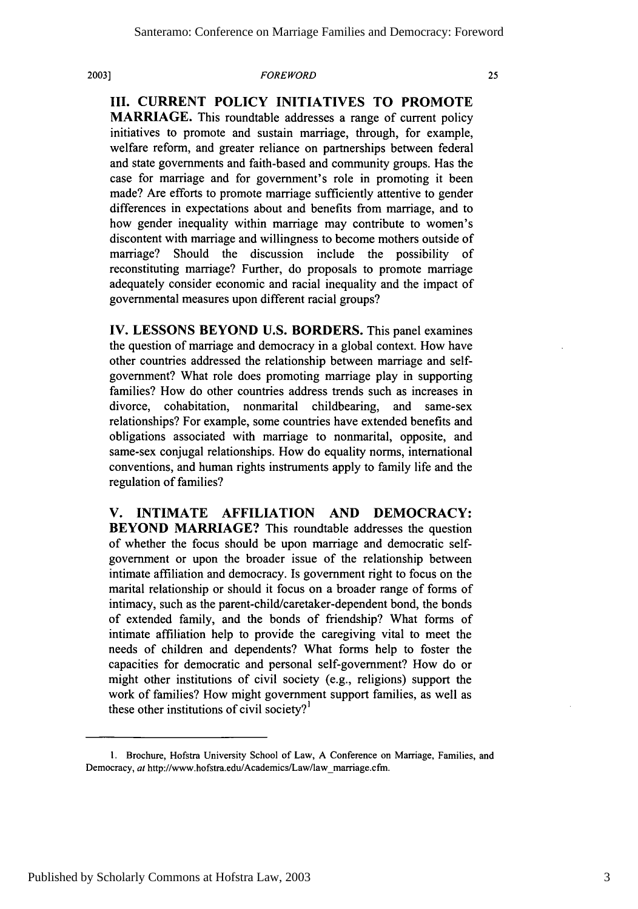**III. CURRENT POLICY INITIATIVES TO PROMOTE MARRIAGE.** This roundtable addresses a range of current policy initiatives to promote and sustain marriage, through, for example, welfare reform, and greater reliance on partnerships between federal and state governments and faith-based and community groups. Has the case for marriage and for government's role in promoting it been made? Are efforts to promote marriage sufficiently attentive to gender differences in expectations about and benefits from marriage, and to how gender inequality within marriage may contribute to women's discontent with marriage and willingness to become mothers outside of marriage? Should the discussion include the possibility of reconstituting marriage? Further, do proposals to promote marriage adequately consider economic and racial inequality and the impact of governmental measures upon different racial groups?

**IV. LESSONS BEYOND U.S. BORDERS.** This panel examines the question of marriage and democracy in a global context. How have other countries addressed the relationship between marriage and self-government? What role does promoting marriage play in supporting families? How do other countries address trends such as increases in divorce, cohabitation, nonmarital childbearing, and same-sex relationships? For example, some countries have extended benefits and obligations associated with marriage to nonmarital, opposite, and same-sex conjugal relationships. How do equality norms, international conventions, and human rights instruments apply to family life and the regulation of families?

**V. INTIMATE AFFILIATION AND DEMOCRACY: BEYOND MARRIAGE?** This roundtable addresses the question of whether the focus should be upon marriage and democratic self-government or upon the broader issue of the relationship between intimate affiliation and democracy. Is government right to focus on the marital relationship or should it focus on a broader range of forms of intimacy, such as the parent-child/caretaker-dependent bond, the bonds of extended family, and the bonds of friendship? What forms of intimate affiliation help to provide the caregiving vital to meet the needs of children and dependents? What forms help to foster the capacities for democratic and personal self-government? How do or might other institutions of civil society (e.g., religions) support the work of families? How might government support families, as well as these other institutions of civil society?[1]

---

1. Brochure, Hofstra University School of Law, A Conference on Marriage, Families, and Democracy, *at* http://www.hofstra.edu/Academics/Law/law_marriage.cfm.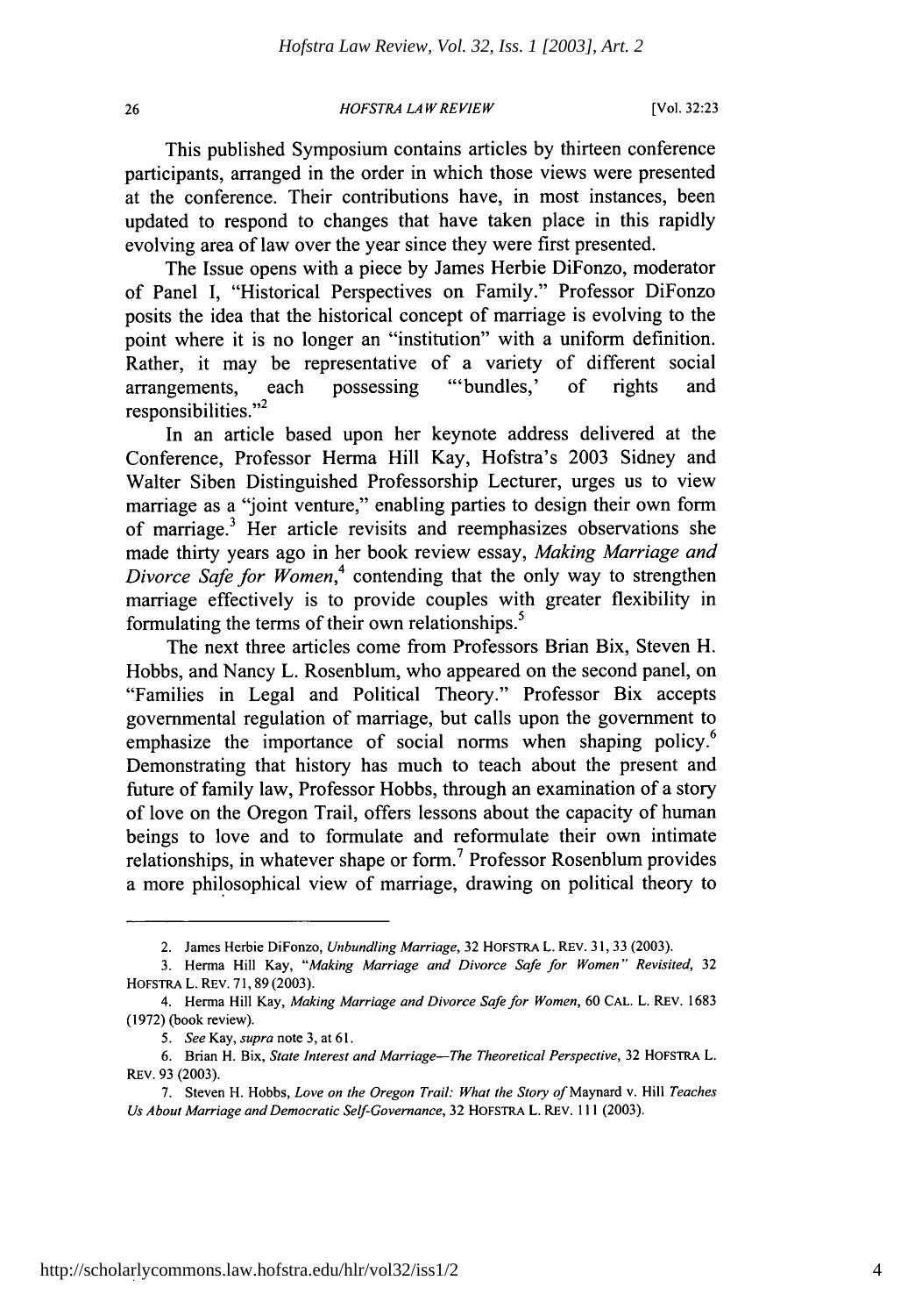This published Symposium contains articles by thirteen conference participants, arranged in the order in which those views were presented at the conference. Their contributions have, in most instances, been updated to respond to changes that have taken place in this rapidly evolving area of law over the year since they were first presented.

The Issue opens with a piece by James Herbie DiFonzo, moderator of Panel I, "Historical Perspectives on Family." Professor DiFonzo posits the idea that the historical concept of marriage is evolving to the point where it is no longer an "institution" with a uniform definition. Rather, it may be representative of a variety of different social arrangements, each possessing "'bundles,' of rights and responsibilities."[2]

In an article based upon her keynote address delivered at the Conference, Professor Herma Hill Kay, Hofstra's 2003 Sidney and Walter Siben Distinguished Professorship Lecturer, urges us to view marriage as a "joint venture," enabling parties to design their own form of marriage.[3] Her article revisits and reemphasizes observations she made thirty years ago in her book review essay, *Making Marriage and Divorce Safe for Women*,[4] contending that the only way to strengthen marriage effectively is to provide couples with greater flexibility in formulating the terms of their own relationships.[5]

The next three articles come from Professors Brian Bix, Steven H. Hobbs, and Nancy L. Rosenblum, who appeared on the second panel, on "Families in Legal and Political Theory." Professor Bix accepts governmental regulation of marriage, but calls upon the government to emphasize the importance of social norms when shaping policy.[6] Demonstrating that history has much to teach about the present and future of family law, Professor Hobbs, through an examination of a story of love on the Oregon Trail, offers lessons about the capacity of human beings to love and to formulate and reformulate their own intimate relationships, in whatever shape or form.[7] Professor Rosenblum provides a more philosophical view of marriage, drawing on political theory to

---

2. James Herbie DiFonzo, *Unbundling Marriage*, 32 HOFSTRA L. REV. 31, 33 (2003).

3. Herma Hill Kay, *"Making Marriage and Divorce Safe for Women" Revisited*, 32 HOFSTRA L. REV. 71, 89 (2003).

4. Herma Hill Kay, *Making Marriage and Divorce Safe for Women*, 60 CAL. L. REV. 1683 (1972) (book review).

5. *See* Kay, *supra* note 3, at 61.

6. Brian H. Bix, *State Interest and Marriage—The Theoretical Perspective*, 32 HOFSTRA L. REV. 93 (2003).

7. Steven H. Hobbs, *Love on the Oregon Trail: What the Story of* Maynard v. Hill *Teaches Us About Marriage and Democratic Self-Governance*, 32 HOFSTRA L. REV. 111 (2003).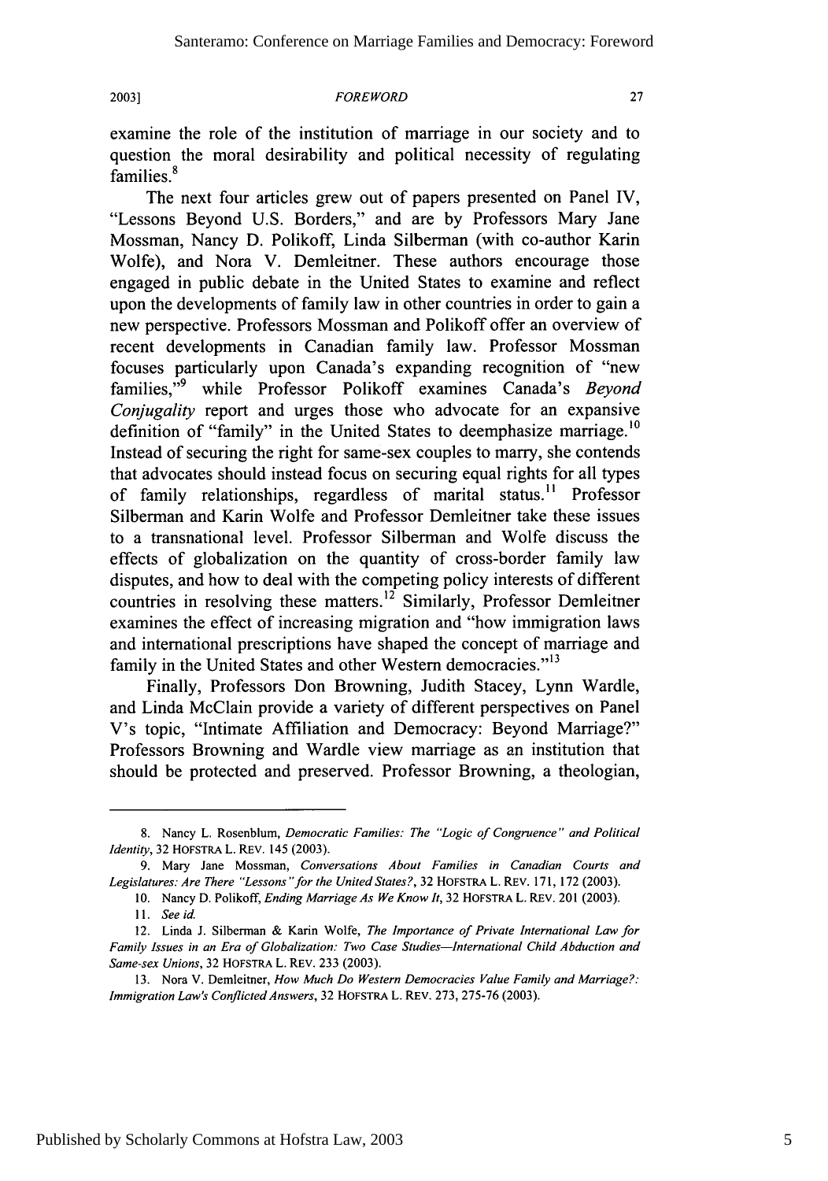examine the role of the institution of marriage in our society and to question the moral desirability and political necessity of regulating families.[8]

The next four articles grew out of papers presented on Panel IV, "Lessons Beyond U.S. Borders," and are by Professors Mary Jane Mossman, Nancy D. Polikoff, Linda Silberman (with co-author Karin Wolfe), and Nora V. Demleitner. These authors encourage those engaged in public debate in the United States to examine and reflect upon the developments of family law in other countries in order to gain a new perspective. Professors Mossman and Polikoff offer an overview of recent developments in Canadian family law. Professor Mossman focuses particularly upon Canada's expanding recognition of "new families,"[9] while Professor Polikoff examines Canada's *Beyond Conjugality* report and urges those who advocate for an expansive definition of "family" in the United States to deemphasize marriage.[10] Instead of securing the right for same-sex couples to marry, she contends that advocates should instead focus on securing equal rights for all types of family relationships, regardless of marital status.[11] Professor Silberman and Karin Wolfe and Professor Demleitner take these issues to a transnational level. Professor Silberman and Wolfe discuss the effects of globalization on the quantity of cross-border family law disputes, and how to deal with the competing policy interests of different countries in resolving these matters.[12] Similarly, Professor Demleitner examines the effect of increasing migration and "how immigration laws and international prescriptions have shaped the concept of marriage and family in the United States and other Western democracies."[13]

Finally, Professors Don Browning, Judith Stacey, Lynn Wardle, and Linda McClain provide a variety of different perspectives on Panel V's topic, "Intimate Affiliation and Democracy: Beyond Marriage?" Professors Browning and Wardle view marriage as an institution that should be protected and preserved. Professor Browning, a theologian,

---

8. Nancy L. Rosenblum, *Democratic Families: The "Logic of Congruence" and Political Identity*, 32 HOFSTRA L. REV. 145 (2003).

9. Mary Jane Mossman, *Conversations About Families in Canadian Courts and Legislatures: Are There "Lessons" for the United States?*, 32 HOFSTRA L. REV. 171, 172 (2003).

10. Nancy D. Polikoff, *Ending Marriage As We Know It*, 32 HOFSTRA L. REV. 201 (2003).

11. *See id.*

12. Linda J. Silberman & Karin Wolfe, *The Importance of Private International Law for Family Issues in an Era of Globalization: Two Case Studies—International Child Abduction and Same-sex Unions*, 32 HOFSTRA L. REV. 233 (2003).

13. Nora V. Demleitner, *How Much Do Western Democracies Value Family and Marriage?: Immigration Law's Conflicted Answers*, 32 HOFSTRA L. REV. 273, 275-76 (2003).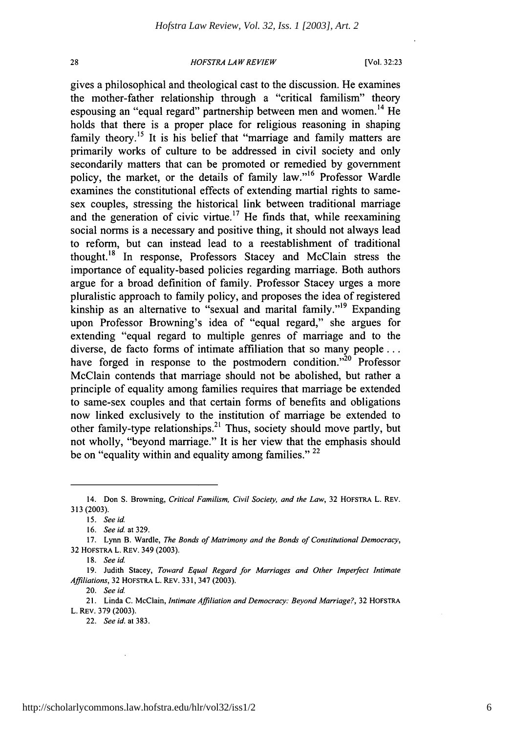gives a philosophical and theological cast to the discussion. He examines the mother-father relationship through a "critical familism" theory espousing an "equal regard" partnership between men and women.[14] He holds that there is a proper place for religious reasoning in shaping family theory.[15] It is his belief that "marriage and family matters are primarily works of culture to be addressed in civil society and only secondarily matters that can be promoted or remedied by government policy, the market, or the details of family law."[16] Professor Wardle examines the constitutional effects of extending martial rights to same-sex couples, stressing the historical link between traditional marriage and the generation of civic virtue.[17] He finds that, while reexamining social norms is a necessary and positive thing, it should not always lead to reform, but can instead lead to a reestablishment of traditional thought.[18] In response, Professors Stacey and McClain stress the importance of equality-based policies regarding marriage. Both authors argue for a broad definition of family. Professor Stacey urges a more pluralistic approach to family policy, and proposes the idea of registered kinship as an alternative to "sexual and marital family."[19] Expanding upon Professor Browning's idea of "equal regard," she argues for extending "equal regard to multiple genres of marriage and to the diverse, de facto forms of intimate affiliation that so many people . . . have forged in response to the postmodern condition."[20] Professor McClain contends that marriage should not be abolished, but rather a principle of equality among families requires that marriage be extended to same-sex couples and that certain forms of benefits and obligations now linked exclusively to the institution of marriage be extended to other family-type relationships.[21] Thus, society should move partly, but not wholly, "beyond marriage." It is her view that the emphasis should be on "equality within and equality among families." [22]

---

14. Don S. Browning, *Critical Familism, Civil Society, and the Law*, 32 HOFSTRA L. REV. 313 (2003).

15. *See id.*

16. *See id.* at 329.

17. Lynn B. Wardle, *The Bonds of Matrimony and the Bonds of Constitutional Democracy*, 32 HOFSTRA L. REV. 349 (2003).

18. *See id.*

19. Judith Stacey, *Toward Equal Regard for Marriages and Other Imperfect Intimate Affiliations*, 32 HOFSTRA L. REV. 331, 347 (2003).

20. *See id.*

21. Linda C. McClain, *Intimate Affiliation and Democracy: Beyond Marriage?*, 32 HOFSTRA L. REV. 379 (2003).

22. *See id.* at 383.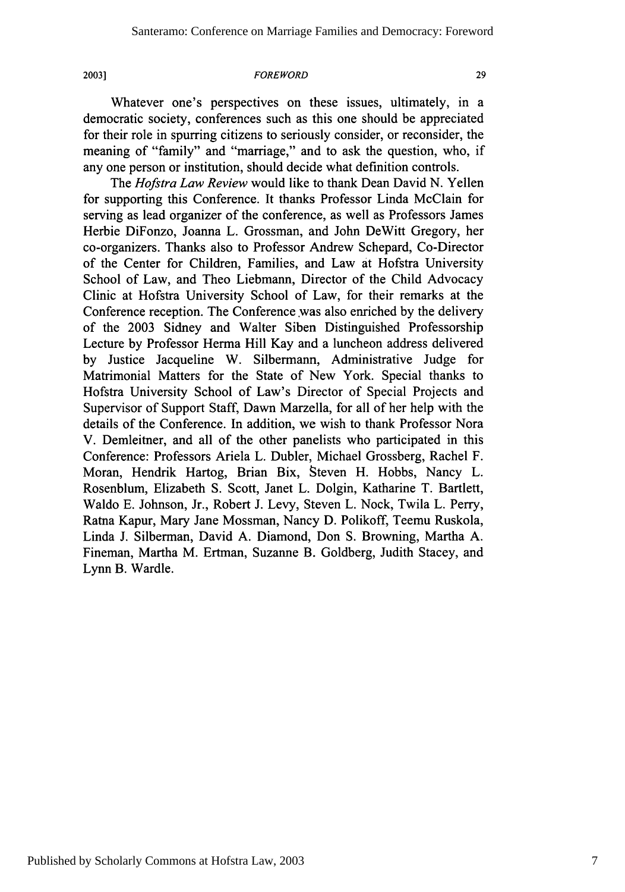Whatever one's perspectives on these issues, ultimately, in a democratic society, conferences such as this one should be appreciated for their role in spurring citizens to seriously consider, or reconsider, the meaning of "family" and "marriage," and to ask the question, who, if any one person or institution, should decide what definition controls.

The *Hofstra Law Review* would like to thank Dean David N. Yellen for supporting this Conference. It thanks Professor Linda McClain for serving as lead organizer of the conference, as well as Professors James Herbie DiFonzo, Joanna L. Grossman, and John DeWitt Gregory, her co-organizers. Thanks also to Professor Andrew Schepard, Co-Director of the Center for Children, Families, and Law at Hofstra University School of Law, and Theo Liebmann, Director of the Child Advocacy Clinic at Hofstra University School of Law, for their remarks at the Conference reception. The Conference was also enriched by the delivery of the 2003 Sidney and Walter Siben Distinguished Professorship Lecture by Professor Herma Hill Kay and a luncheon address delivered by Justice Jacqueline W. Silbermann, Administrative Judge for Matrimonial Matters for the State of New York. Special thanks to Hofstra University School of Law's Director of Special Projects and Supervisor of Support Staff, Dawn Marzella, for all of her help with the details of the Conference. In addition, we wish to thank Professor Nora V. Demleitner, and all of the other panelists who participated in this Conference: Professors Ariela L. Dubler, Michael Grossberg, Rachel F. Moran, Hendrik Hartog, Brian Bix, Steven H. Hobbs, Nancy L. Rosenblum, Elizabeth S. Scott, Janet L. Dolgin, Katharine T. Bartlett, Waldo E. Johnson, Jr., Robert J. Levy, Steven L. Nock, Twila L. Perry, Ratna Kapur, Mary Jane Mossman, Nancy D. Polikoff, Teemu Ruskola, Linda J. Silberman, David A. Diamond, Don S. Browning, Martha A. Fineman, Martha M. Ertman, Suzanne B. Goldberg, Judith Stacey, and Lynn B. Wardle.